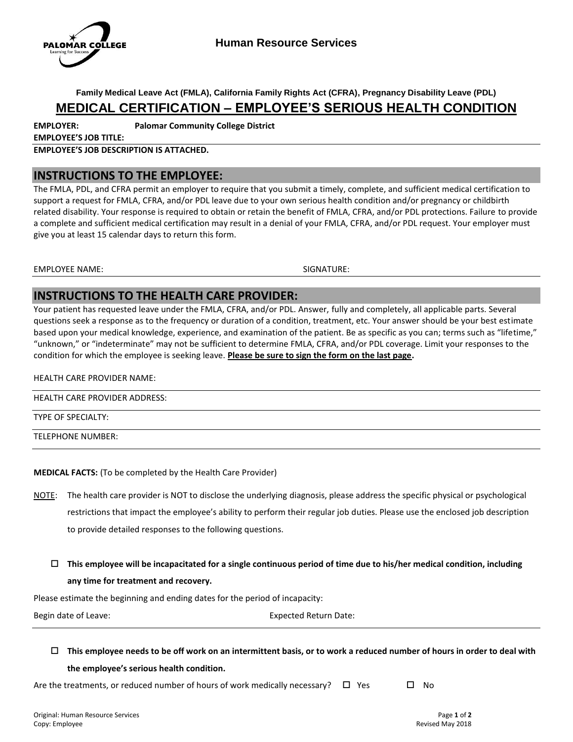Human Resource Services

**Family Medical Leave Act (FMLA), California Family Rights Act (CFRA), Pregnancy Disability Leave (PDL)**

# MEDICAL CERTIFICATION – EMPLOYEE'S SERIOUS HEALTH CONDITION

**EMPLOYER:** **Palomar Community College District**

**EMPLOYEE'S JOB TITLE:**

**EMPLOYEE'S JOB DESCRIPTION IS ATTACHED.**

## INSTRUCTIONS TO THE EMPLOYEE:

The FMLA, PDL, and CFRA permit an employer to require that you submit a timely, complete, and sufficient medical certification to support a request for FMLA, CFRA, and/or PDL leave due to your own serious health condition and/or pregnancy or childbirth related disability. Your response is required to obtain or retain the benefit of FMLA, CFRA, and/or PDL protections. Failure to provide a complete and sufficient medical certification may result in a denial of your FMLA, CFRA, and/or PDL request. Your employer must give you at least 15 calendar days to return this form.

EMPLOYEE NAME: SIGNATURE:

## INSTRUCTIONS TO THE HEALTH CARE PROVIDER:

Your patient has requested leave under the FMLA, CFRA, and/or PDL. Answer, fully and completely, all applicable parts. Several questions seek a response as to the frequency or duration of a condition, treatment, etc. Your answer should be your best estimate based upon your medical knowledge, experience, and examination of the patient. Be as specific as you can; terms such as "lifetime," "unknown," or "indeterminate" may not be sufficient to determine FMLA, CFRA, and/or PDL coverage. Limit your responses to the condition for which the employee is seeking leave. **Please be sure to sign the form on the last page.**

HEALTH CARE PROVIDER NAME:

HEALTH CARE PROVIDER ADDRESS:

TYPE OF SPECIALTY:

TELEPHONE NUMBER:

**MEDICAL FACTS:** (To be completed by the Health Care Provider)

NOTE: The health care provider is NOT to disclose the underlying diagnosis, please address the specific physical or psychological restrictions that impact the employee's ability to perform their regular job duties. Please use the enclosed job description to provide detailed responses to the following questions.

☐ **This employee will be incapacitated for a single continuous period of time due to his/her medical condition, including any time for treatment and recovery.**

Please estimate the beginning and ending dates for the period of incapacity:

Begin date of Leave: Expected Return Date:

☐ **This employee needs to be off work on an intermittent basis, or to work a reduced number of hours in order to deal with the employee's serious health condition.**

Are the treatments, or reduced number of hours of work medically necessary? ☐ Yes ☐ No

Original: Human Resource Services
Copy: Employee

Revised May 2018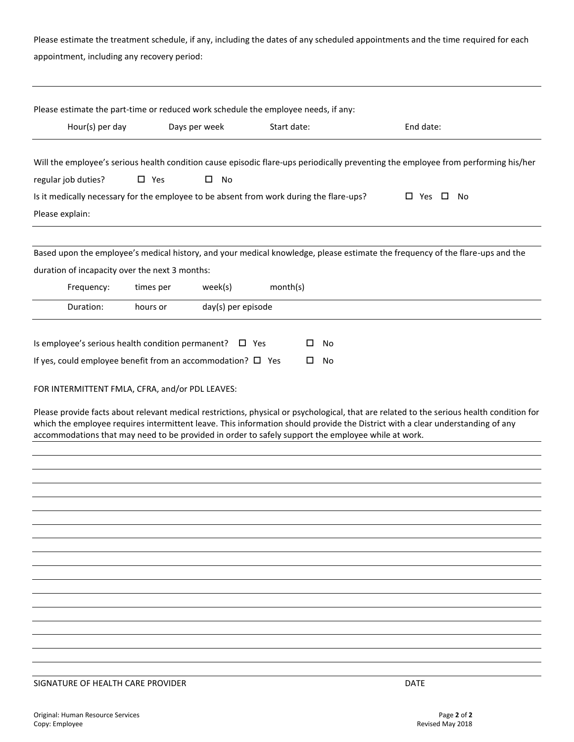Please estimate the treatment schedule, if any, including the dates of any scheduled appointments and the time required for each appointment, including any recovery period:

---

Please estimate the part-time or reduced work schedule the employee needs, if any:

Hour(s) per day  Days per week  Start date:  End date:

---

Will the employee's serious health condition cause episodic flare-ups periodically preventing the employee from performing his/her regular job duties? ☐ Yes ☐ No

Is it medically necessary for the employee to be absent from work during the flare-ups? ☐ Yes ☐ No

Please explain:

---

---

Based upon the employee's medical history, and your medical knowledge, please estimate the frequency of the flare-ups and the duration of incapacity over the next 3 months:

Frequency:  times per  week(s)  month(s)

Duration:  hours or  day(s) per episode

---

Is employee's serious health condition permanent? ☐ Yes ☐ No

If yes, could employee benefit from an accommodation? ☐ Yes ☐ No

FOR INTERMITTENT FMLA, CFRA, and/or PDL LEAVES:

Please provide facts about relevant medical restrictions, physical or psychological, that are related to the serious health condition for which the employee requires intermittent leave. This information should provide the District with a clear understanding of any accommodations that may need to be provided in order to safely support the employee while at work.

---

SIGNATURE OF HEALTH CARE PROVIDER  DATE

Original: Human Resource Services
Copy: Employee

Revised May 2018